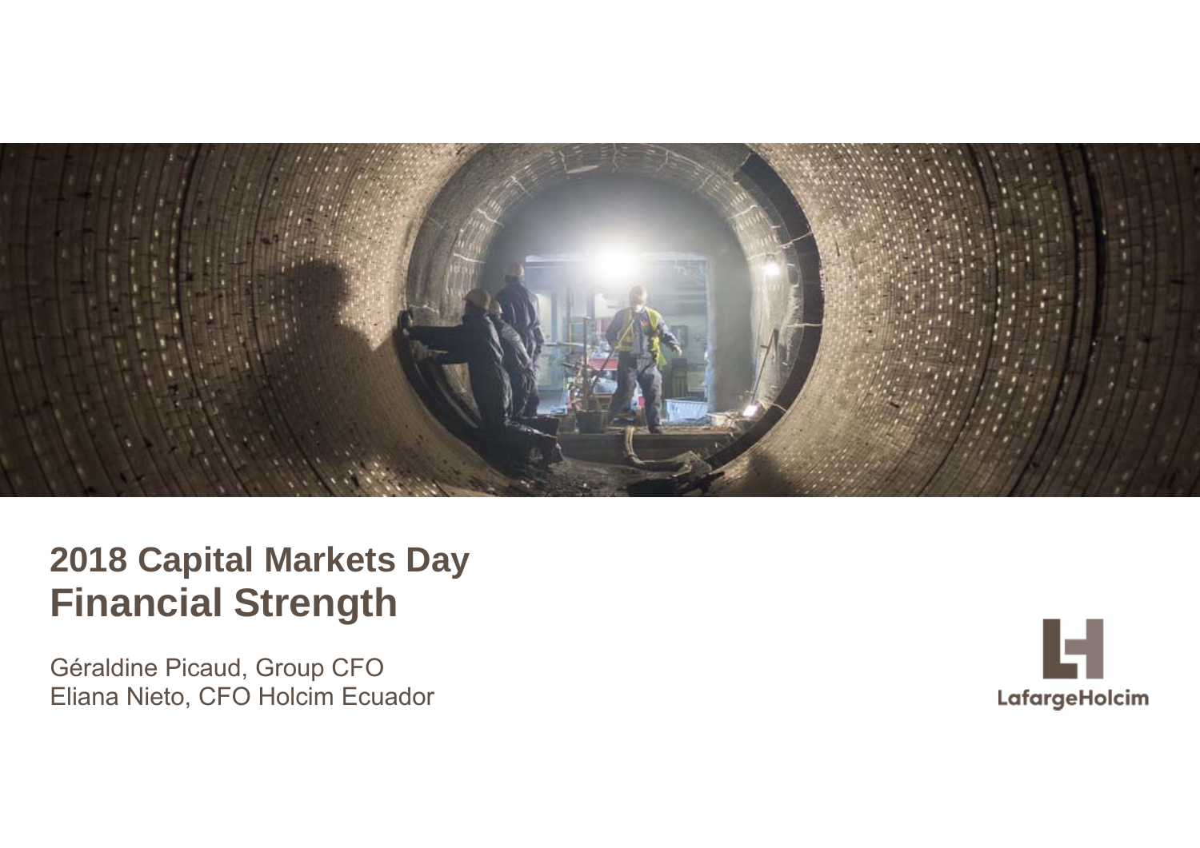# 2018 Capital Markets Day
# Financial Strength

Géraldine Picaud, Group CFO
Eliana Nieto, CFO Holcim Ecuador

LafargeHolcim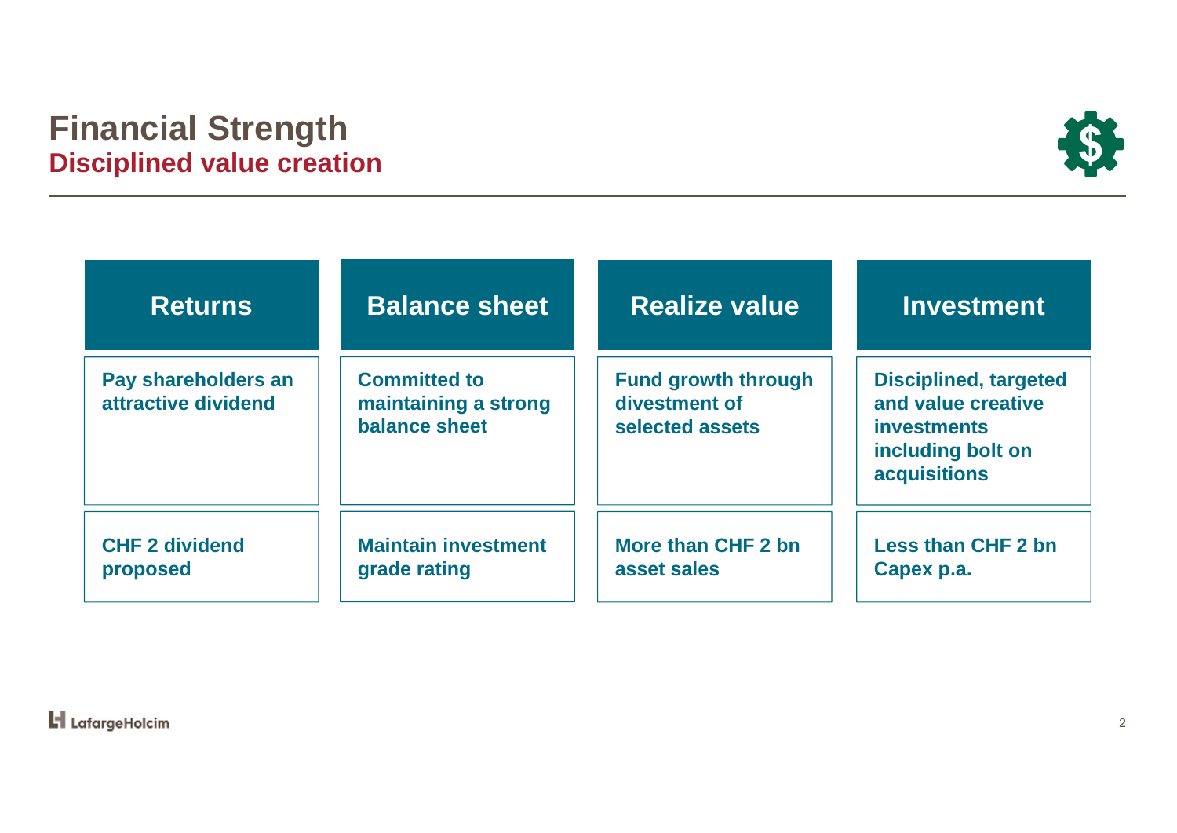# Financial Strength

## Disciplined value creation

| Returns | Balance sheet | Realize value | Investment |
|---|---|---|---|
| Pay shareholders an attractive dividend | Committed to maintaining a strong balance sheet | Fund growth through divestment of selected assets | Disciplined, targeted and value creative investments including bolt on acquisitions |
| CHF 2 dividend proposed | Maintain investment grade rating | More than CHF 2 bn asset sales | Less than CHF 2 bn Capex p.a. |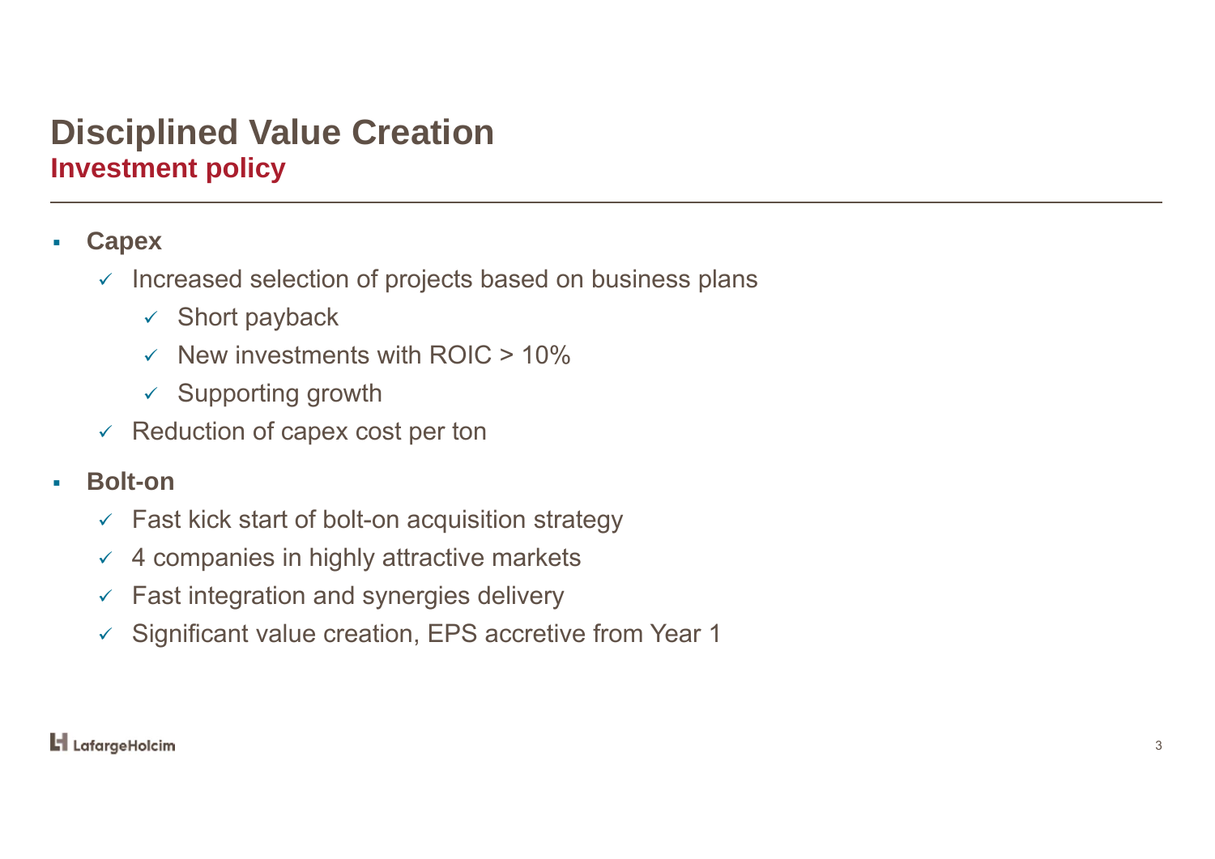# Disciplined Value Creation

## Investment policy

- **Capex**
  - ✓ Increased selection of projects based on business plans
    - ✓ Short payback
    - ✓ New investments with ROIC > 10%
    - ✓ Supporting growth
  - ✓ Reduction of capex cost per ton
- **Bolt-on**
  - ✓ Fast kick start of bolt-on acquisition strategy
  - ✓ 4 companies in highly attractive markets
  - ✓ Fast integration and synergies delivery
  - ✓ Significant value creation, EPS accretive from Year 1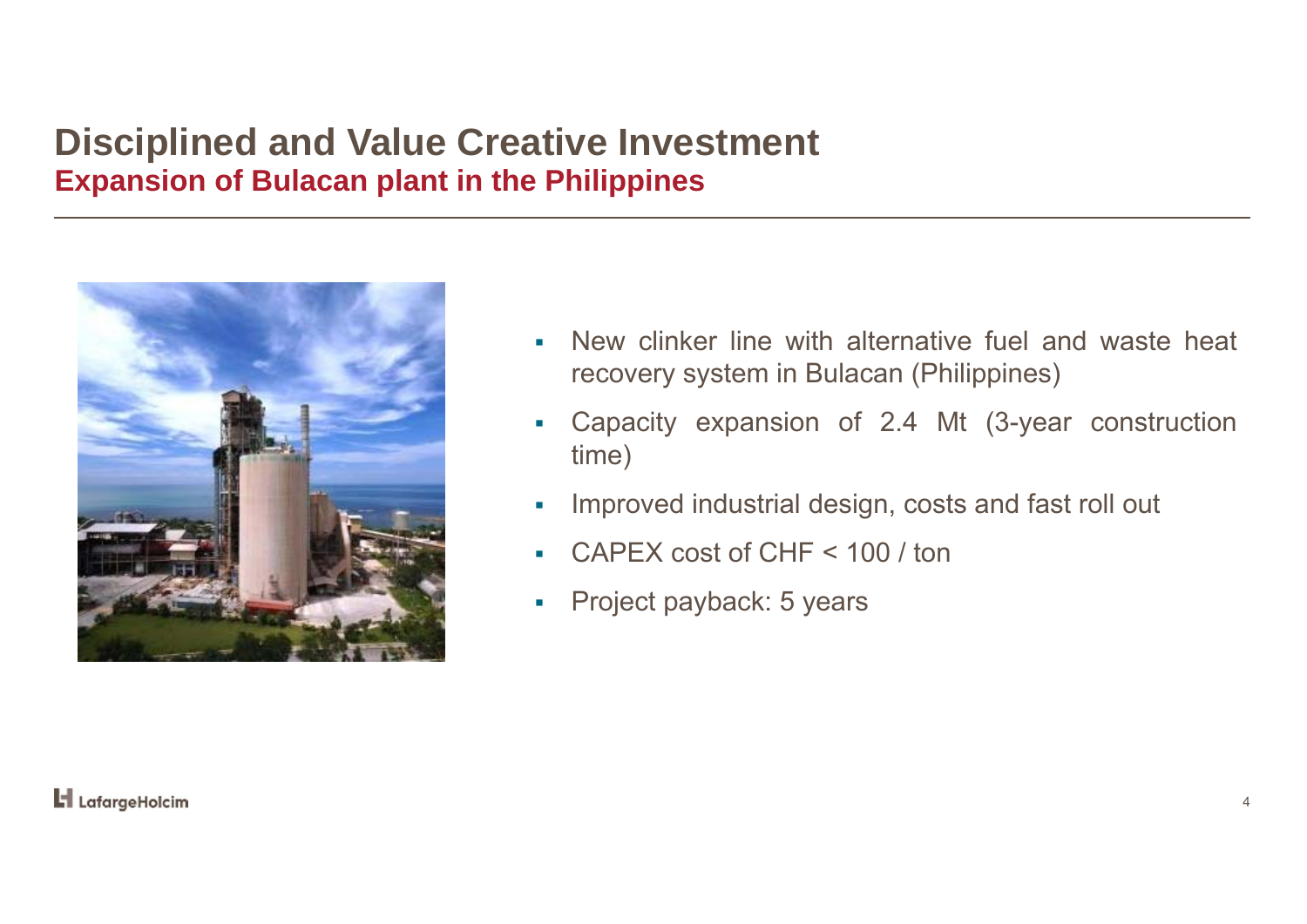# Disciplined and Value Creative Investment

## Expansion of Bulacan plant in the Philippines

- New clinker line with alternative fuel and waste heat recovery system in Bulacan (Philippines)
- Capacity expansion of 2.4 Mt (3-year construction time)
- Improved industrial design, costs and fast roll out
- CAPEX cost of CHF < 100 / ton
- Project payback: 5 years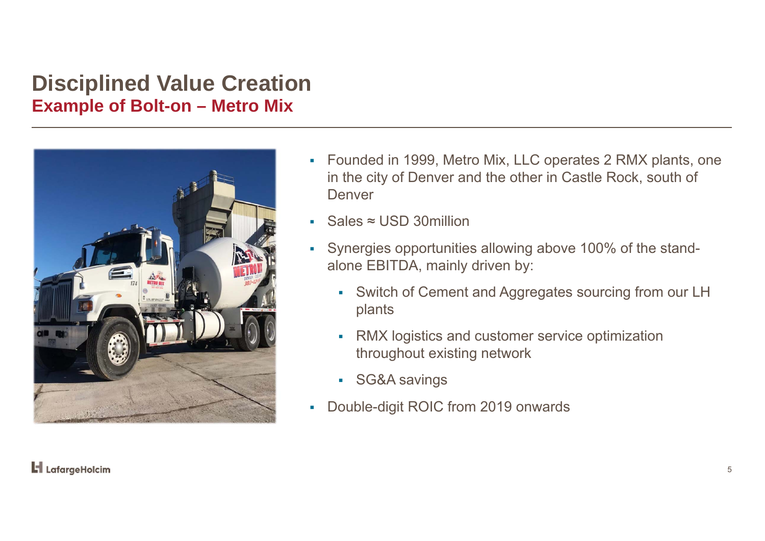# Disciplined Value Creation

## Example of Bolt-on – Metro Mix

- Founded in 1999, Metro Mix, LLC operates 2 RMX plants, one in the city of Denver and the other in Castle Rock, south of Denver
- Sales ≈ USD 30million
- Synergies opportunities allowing above 100% of the stand-alone EBITDA, mainly driven by:
  - Switch of Cement and Aggregates sourcing from our LH plants
  - RMX logistics and customer service optimization throughout existing network
  - SG&A savings
- Double-digit ROIC from 2019 onwards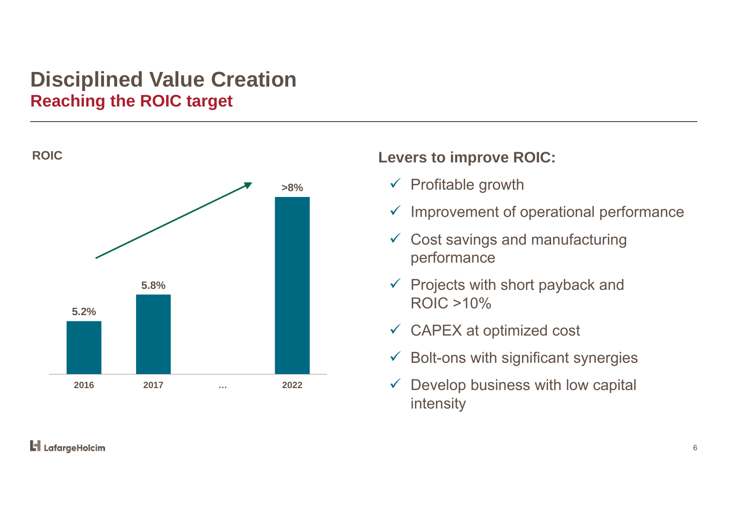# Disciplined Value Creation

## Reaching the ROIC target

**ROIC**

| 2016 | 2017 | … | 2022 |
|---|---|---|---|
| 5.2% | 5.8% | | >8% |

**Levers to improve ROIC:**

- ✓ Profitable growth
- ✓ Improvement of operational performance
- ✓ Cost savings and manufacturing performance
- ✓ Projects with short payback and ROIC >10%
- ✓ CAPEX at optimized cost
- ✓ Bolt-ons with significant synergies
- ✓ Develop business with low capital intensity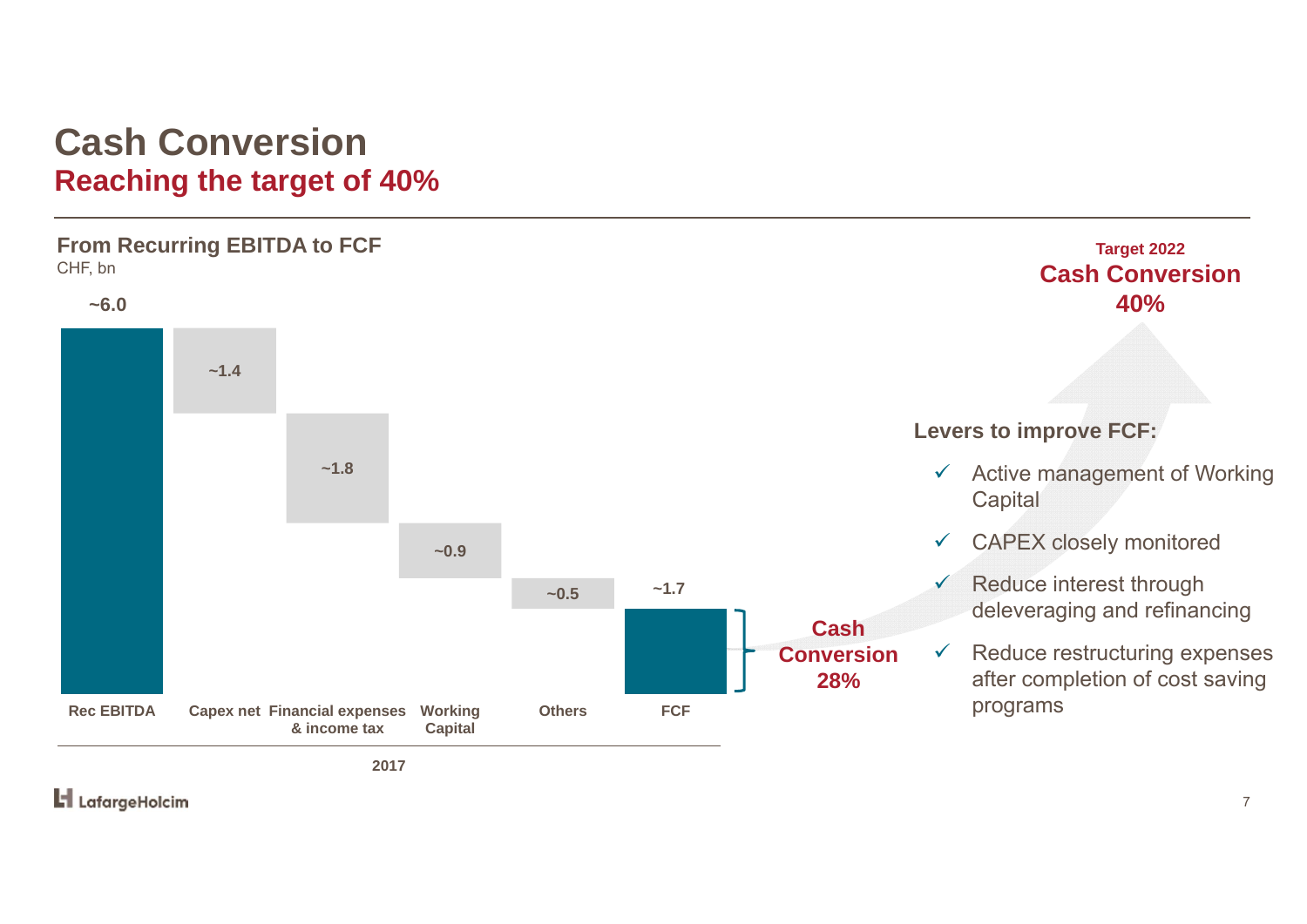# Cash Conversion

## Reaching the target of 40%

### From Recurring EBITDA to FCF

CHF, bn

| | Rec EBITDA | Capex net | Financial expenses & income tax | Working Capital | Others | FCF |
|---|---|---|---|---|---|---|
| 2017 | ~6.0 | ~1.4 | ~1.8 | ~0.9 | ~0.5 | ~1.7 |

**Cash Conversion 28%**

**Target 2022**
**Cash Conversion 40%**

**Levers to improve FCF:**

- ✓ Active management of Working Capital
- ✓ CAPEX closely monitored
- ✓ Reduce interest through deleveraging and refinancing
- ✓ Reduce restructuring expenses after completion of cost saving programs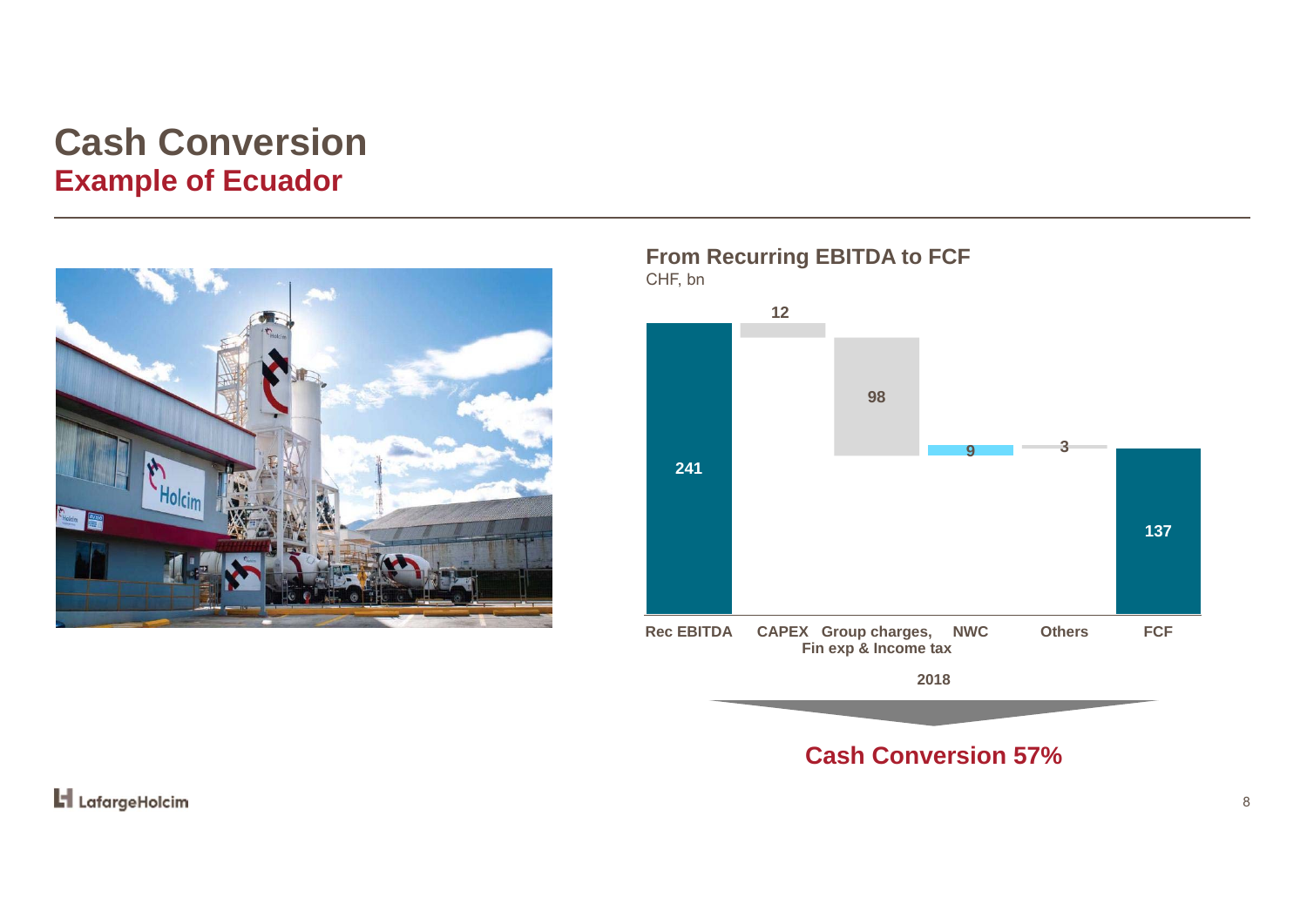# Cash Conversion

## Example of Ecuador

### From Recurring EBITDA to FCF

CHF, bn

| Rec EBITDA | CAPEX | Group charges, Fin exp & Income tax | NWC | Others | FCF |
|---|---|---|---|---|---|
| 241 | 12 | 98 | 9 | 3 | 137 |

2018

**Cash Conversion 57%**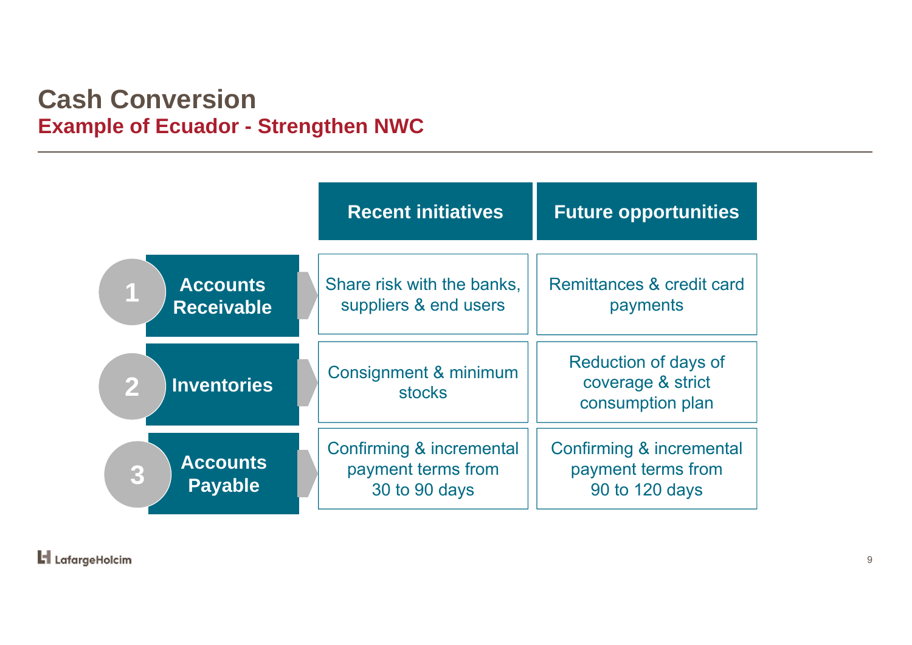# Cash Conversion

## Example of Ecuador - Strengthen NWC

| | Recent initiatives | Future opportunities |
| --- | --- | --- |
| 1 Accounts Receivable | Share risk with the banks, suppliers & end users | Remittances & credit card payments |
| 2 Inventories | Consignment & minimum stocks | Reduction of days of coverage & strict consumption plan |
| 3 Accounts Payable | Confirming & incremental payment terms from 30 to 90 days | Confirming & incremental payment terms from 90 to 120 days |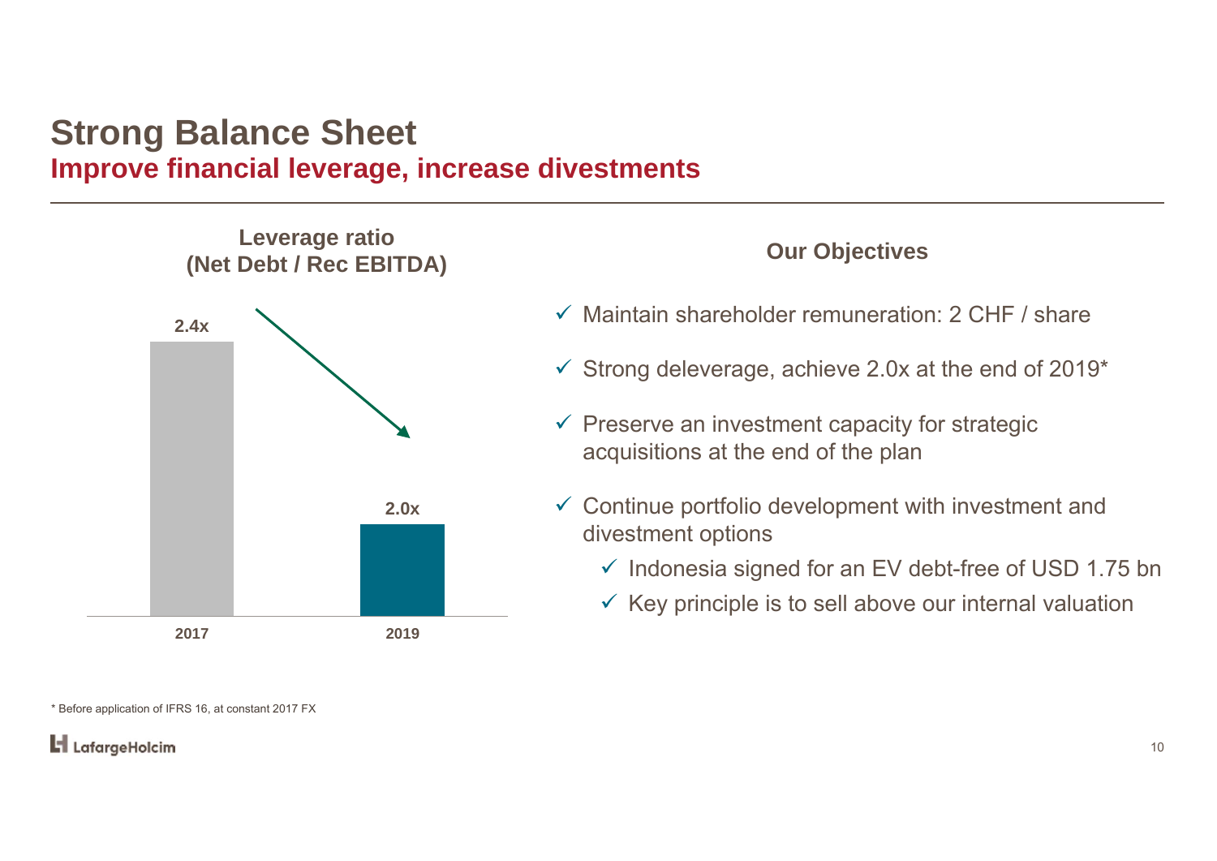# Strong Balance Sheet

## Improve financial leverage, increase divestments

### Leverage ratio (Net Debt / Rec EBITDA)

| 2017 | 2019 |
|---|---|
| 2.4x | 2.0x |

### Our Objectives

- ✓ Maintain shareholder remuneration: 2 CHF / share
- ✓ Strong deleverage, achieve 2.0x at the end of 2019*
- ✓ Preserve an investment capacity for strategic acquisitions at the end of the plan
- ✓ Continue portfolio development with investment and divestment options
  - ✓ Indonesia signed for an EV debt-free of USD 1.75 bn
  - ✓ Key principle is to sell above our internal valuation

* Before application of IFRS 16, at constant 2017 FX

LafargeHolcim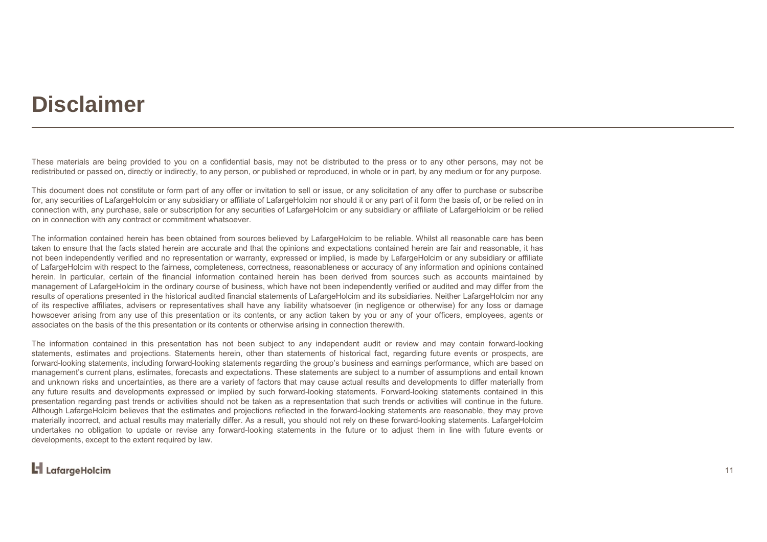# Disclaimer

These materials are being provided to you on a confidential basis, may not be distributed to the press or to any other persons, may not be redistributed or passed on, directly or indirectly, to any person, or published or reproduced, in whole or in part, by any medium or for any purpose.

This document does not constitute or form part of any offer or invitation to sell or issue, or any solicitation of any offer to purchase or subscribe for, any securities of LafargeHolcim or any subsidiary or affiliate of LafargeHolcim nor should it or any part of it form the basis of, or be relied on in connection with, any purchase, sale or subscription for any securities of LafargeHolcim or any subsidiary or affiliate of LafargeHolcim or be relied on in connection with any contract or commitment whatsoever.

The information contained herein has been obtained from sources believed by LafargeHolcim to be reliable. Whilst all reasonable care has been taken to ensure that the facts stated herein are accurate and that the opinions and expectations contained herein are fair and reasonable, it has not been independently verified and no representation or warranty, expressed or implied, is made by LafargeHolcim or any subsidiary or affiliate of LafargeHolcim with respect to the fairness, completeness, correctness, reasonableness or accuracy of any information and opinions contained herein. In particular, certain of the financial information contained herein has been derived from sources such as accounts maintained by management of LafargeHolcim in the ordinary course of business, which have not been independently verified or audited and may differ from the results of operations presented in the historical audited financial statements of LafargeHolcim and its subsidiaries. Neither LafargeHolcim nor any of its respective affiliates, advisers or representatives shall have any liability whatsoever (in negligence or otherwise) for any loss or damage howsoever arising from any use of this presentation or its contents, or any action taken by you or any of your officers, employees, agents or associates on the basis of the this presentation or its contents or otherwise arising in connection therewith.

The information contained in this presentation has not been subject to any independent audit or review and may contain forward-looking statements, estimates and projections. Statements herein, other than statements of historical fact, regarding future events or prospects, are forward-looking statements, including forward-looking statements regarding the group's business and earnings performance, which are based on management's current plans, estimates, forecasts and expectations. These statements are subject to a number of assumptions and entail known and unknown risks and uncertainties, as there are a variety of factors that may cause actual results and developments to differ materially from any future results and developments expressed or implied by such forward-looking statements. Forward-looking statements contained in this presentation regarding past trends or activities should not be taken as a representation that such trends or activities will continue in the future. Although LafargeHolcim believes that the estimates and projections reflected in the forward-looking statements are reasonable, they may prove materially incorrect, and actual results may materially differ. As a result, you should not rely on these forward-looking statements. LafargeHolcim undertakes no obligation to update or revise any forward-looking statements in the future or to adjust them in line with future events or developments, except to the extent required by law.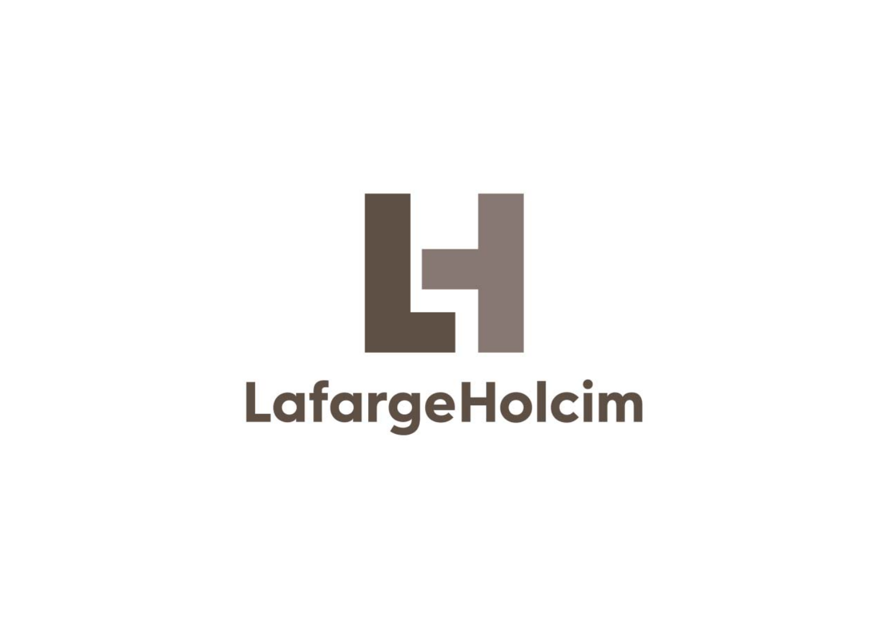LafargeHolcim